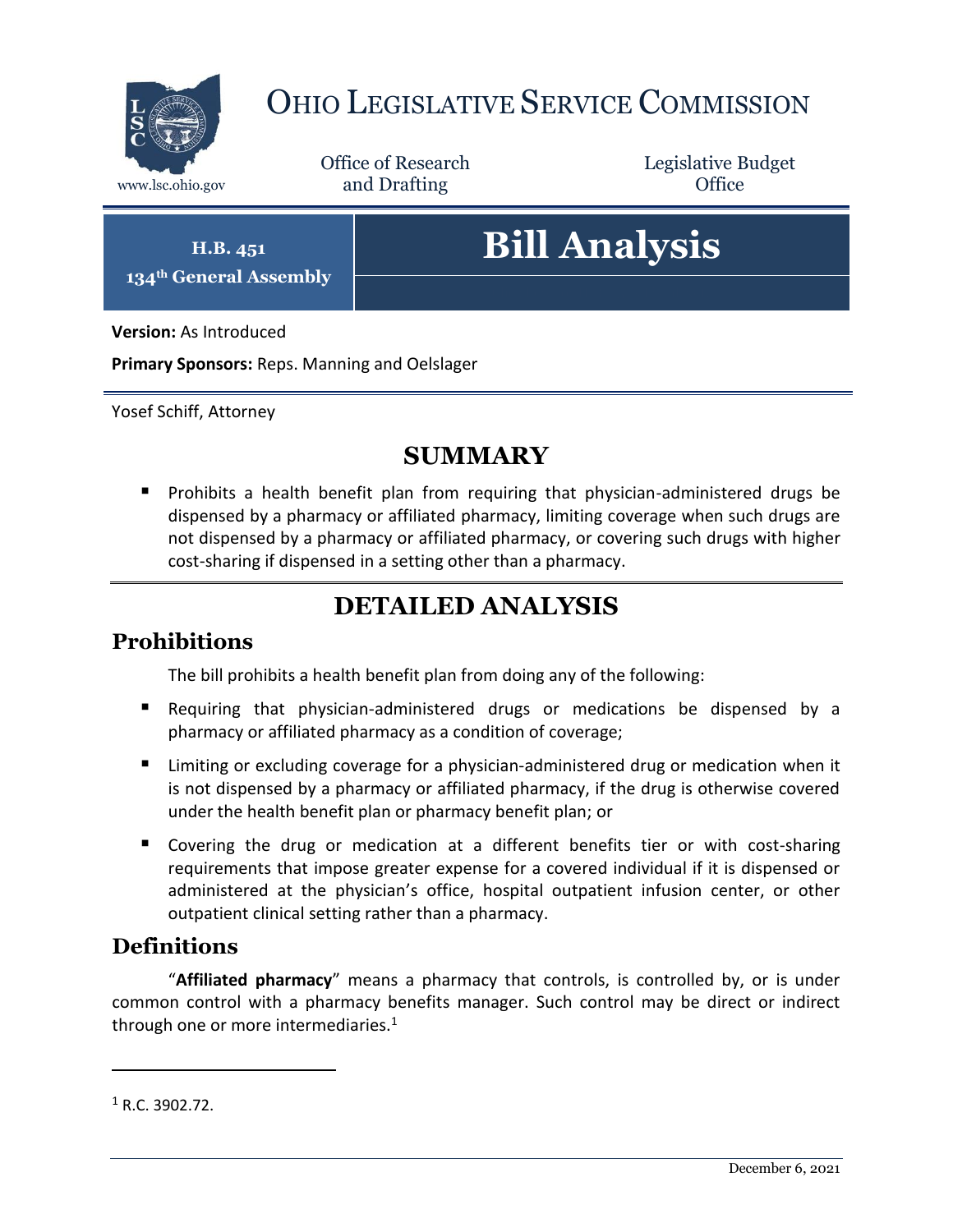# Ohio Legislative Service Commission

www.lsc.ohio.gov

Office of Research and Drafting

Legislative Budget Office

**H.B. 451**
**134th General Assembly**

# Bill Analysis

**Version:** As Introduced

**Primary Sponsors:** Reps. Manning and Oelslager

Yosef Schiff, Attorney

## SUMMARY

- Prohibits a health benefit plan from requiring that physician-administered drugs be dispensed by a pharmacy or affiliated pharmacy, limiting coverage when such drugs are not dispensed by a pharmacy or affiliated pharmacy, or covering such drugs with higher cost-sharing if dispensed in a setting other than a pharmacy.

## DETAILED ANALYSIS

### Prohibitions

The bill prohibits a health benefit plan from doing any of the following:

- Requiring that physician-administered drugs or medications be dispensed by a pharmacy or affiliated pharmacy as a condition of coverage;
- Limiting or excluding coverage for a physician-administered drug or medication when it is not dispensed by a pharmacy or affiliated pharmacy, if the drug is otherwise covered under the health benefit plan or pharmacy benefit plan; or
- Covering the drug or medication at a different benefits tier or with cost-sharing requirements that impose greater expense for a covered individual if it is dispensed or administered at the physician's office, hospital outpatient infusion center, or other outpatient clinical setting rather than a pharmacy.

### Definitions

"**Affiliated pharmacy**" means a pharmacy that controls, is controlled by, or is under common control with a pharmacy benefits manager. Such control may be direct or indirect through one or more intermediaries.[1]

[1] R.C. 3902.72.

December 6, 2021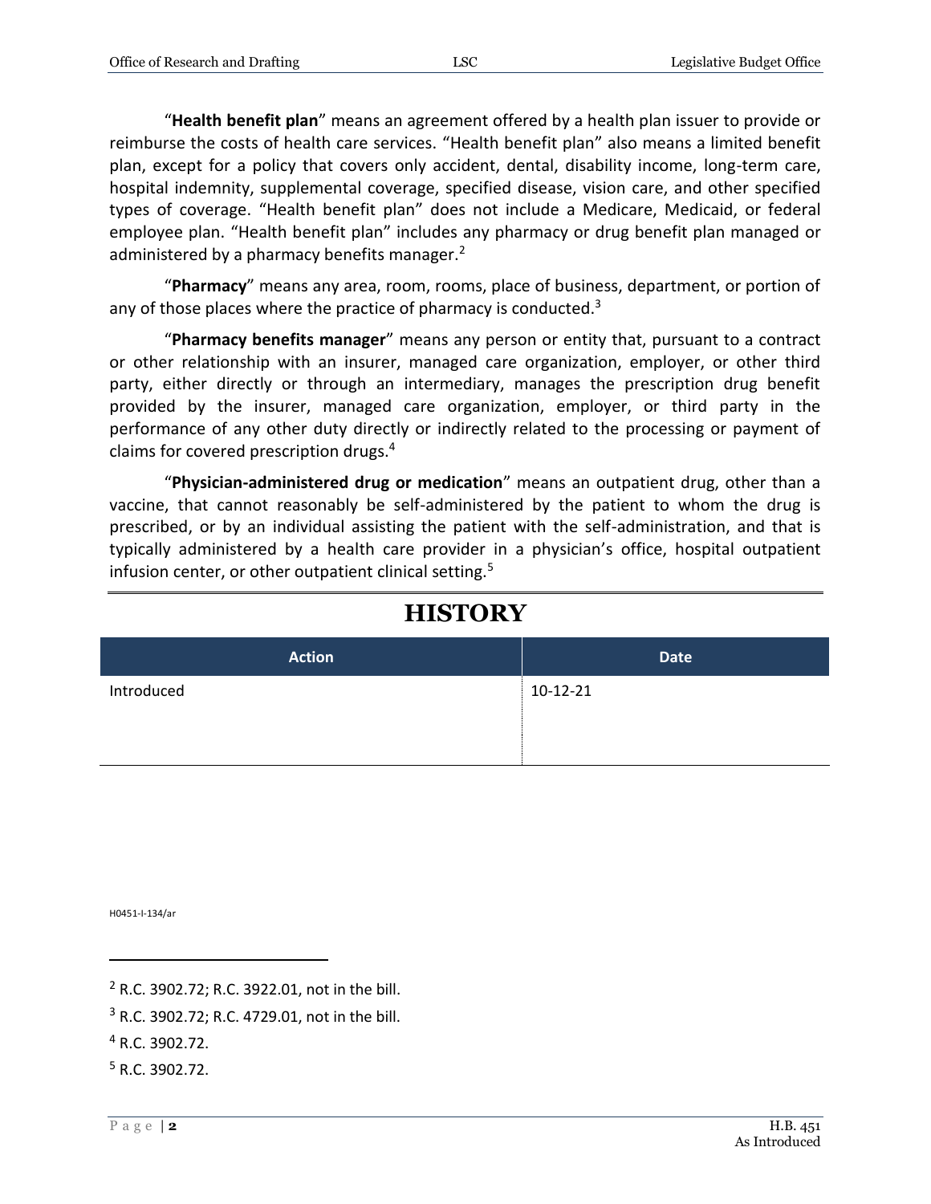"**Health benefit plan**" means an agreement offered by a health plan issuer to provide or reimburse the costs of health care services. "Health benefit plan" also means a limited benefit plan, except for a policy that covers only accident, dental, disability income, long-term care, hospital indemnity, supplemental coverage, specified disease, vision care, and other specified types of coverage. "Health benefit plan" does not include a Medicare, Medicaid, or federal employee plan. "Health benefit plan" includes any pharmacy or drug benefit plan managed or administered by a pharmacy benefits manager.[2]

"**Pharmacy**" means any area, room, rooms, place of business, department, or portion of any of those places where the practice of pharmacy is conducted.[3]

"**Pharmacy benefits manager**" means any person or entity that, pursuant to a contract or other relationship with an insurer, managed care organization, employer, or other third party, either directly or through an intermediary, manages the prescription drug benefit provided by the insurer, managed care organization, employer, or third party in the performance of any other duty directly or indirectly related to the processing or payment of claims for covered prescription drugs.[4]

"**Physician-administered drug or medication**" means an outpatient drug, other than a vaccine, that cannot reasonably be self-administered by the patient to whom the drug is prescribed, or by an individual assisting the patient with the self-administration, and that is typically administered by a health care provider in a physician's office, hospital outpatient infusion center, or other outpatient clinical setting.[5]

# HISTORY

| Action | Date |
|---|---|
| Introduced | 10-12-21 |

H0451-I-134/ar

---

[2] R.C. 3902.72; R.C. 3922.01, not in the bill.

[3] R.C. 3902.72; R.C. 4729.01, not in the bill.

[4] R.C. 3902.72.

[5] R.C. 3902.72.